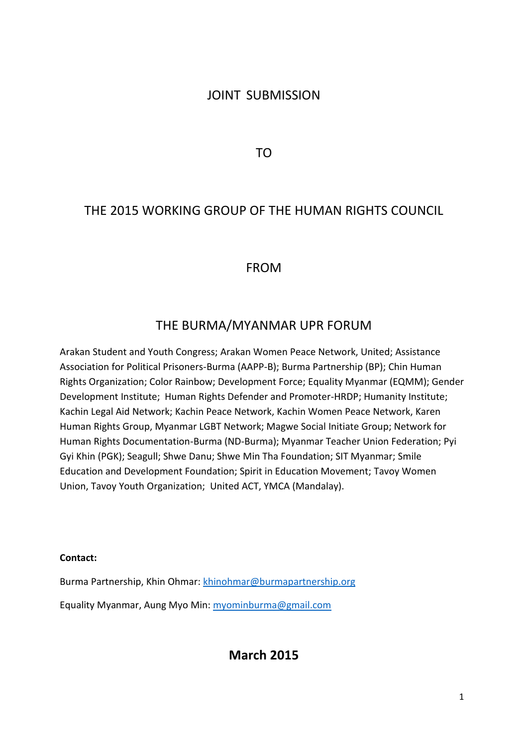# JOINT SUBMISSION

# TO

# THE 2015 WORKING GROUP OF THE HUMAN RIGHTS COUNCIL

# FROM

# THE BURMA/MYANMAR UPR FORUM

Arakan Student and Youth Congress; Arakan Women Peace Network, United; Assistance Association for Political Prisoners-Burma (AAPP-B); Burma Partnership (BP); Chin Human Rights Organization; Color Rainbow; Development Force; Equality Myanmar (EQMM); Gender Development Institute; Human Rights Defender and Promoter-HRDP; Humanity Institute; Kachin Legal Aid Network; Kachin Peace Network, Kachin Women Peace Network, Karen Human Rights Group, Myanmar LGBT Network; Magwe Social Initiate Group; Network for Human Rights Documentation-Burma (ND-Burma); Myanmar Teacher Union Federation; Pyi Gyi Khin (PGK); Seagull; Shwe Danu; Shwe Min Tha Foundation; SIT Myanmar; Smile Education and Development Foundation; Spirit in Education Movement; Tavoy Women Union, Tavoy Youth Organization; United ACT, YMCA (Mandalay).

**Contact:**

Burma Partnership, Khin Ohmar: khinohmar@burmapartnership.org

Equality Myanmar, Aung Myo Min: myominburma@gmail.com

**March 2015**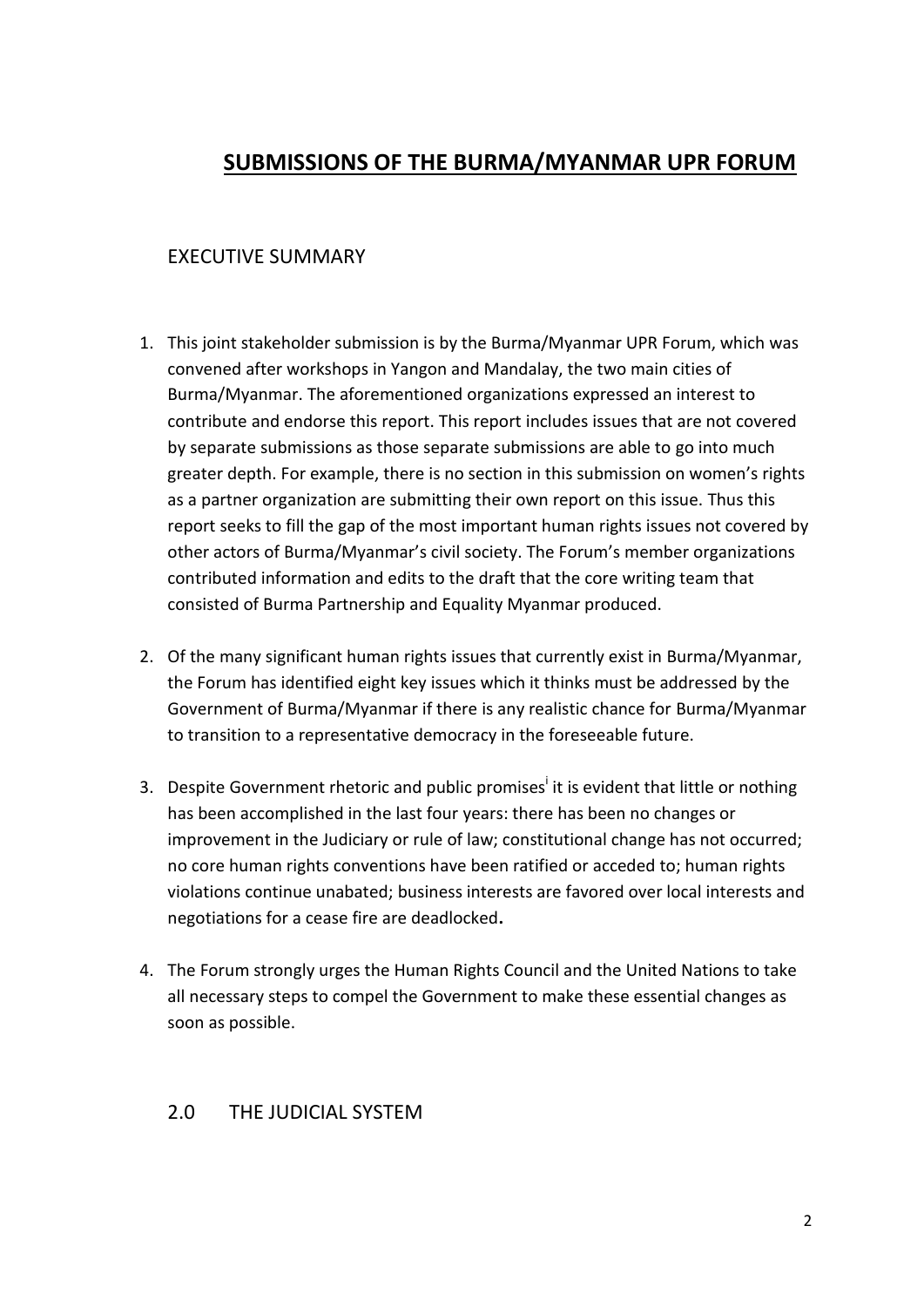# **SUBMISSIONS OF THE BURMA/MYANMAR UPR FORUM**

## EXECUTIVE SUMMARY

1. This joint stakeholder submission is by the Burma/Myanmar UPR Forum, which was convened after workshops in Yangon and Mandalay, the two main cities of Burma/Myanmar. The aforementioned organizations expressed an interest to contribute and endorse this report. This report includes issues that are not covered by separate submissions as those separate submissions are able to go into much greater depth. For example, there is no section in this submission on women's rights as a partner organization are submitting their own report on this issue. Thus this report seeks to fill the gap of the most important human rights issues not covered by other actors of Burma/Myanmar's civil society. The Forum's member organizations contributed information and edits to the draft that the core writing team that consisted of Burma Partnership and Equality Myanmar produced.

2. Of the many significant human rights issues that currently exist in Burma/Myanmar, the Forum has identified eight key issues which it thinks must be addressed by the Government of Burma/Myanmar if there is any realistic chance for Burma/Myanmar to transition to a representative democracy in the foreseeable future.

3. Despite Government rhetoric and public promises[i] it is evident that little or nothing has been accomplished in the last four years: there has been no changes or improvement in the Judiciary or rule of law; constitutional change has not occurred; no core human rights conventions have been ratified or acceded to; human rights violations continue unabated; business interests are favored over local interests and negotiations for a cease fire are deadlocked**.**

4. The Forum strongly urges the Human Rights Council and the United Nations to take all necessary steps to compel the Government to make these essential changes as soon as possible.

## 2.0 THE JUDICIAL SYSTEM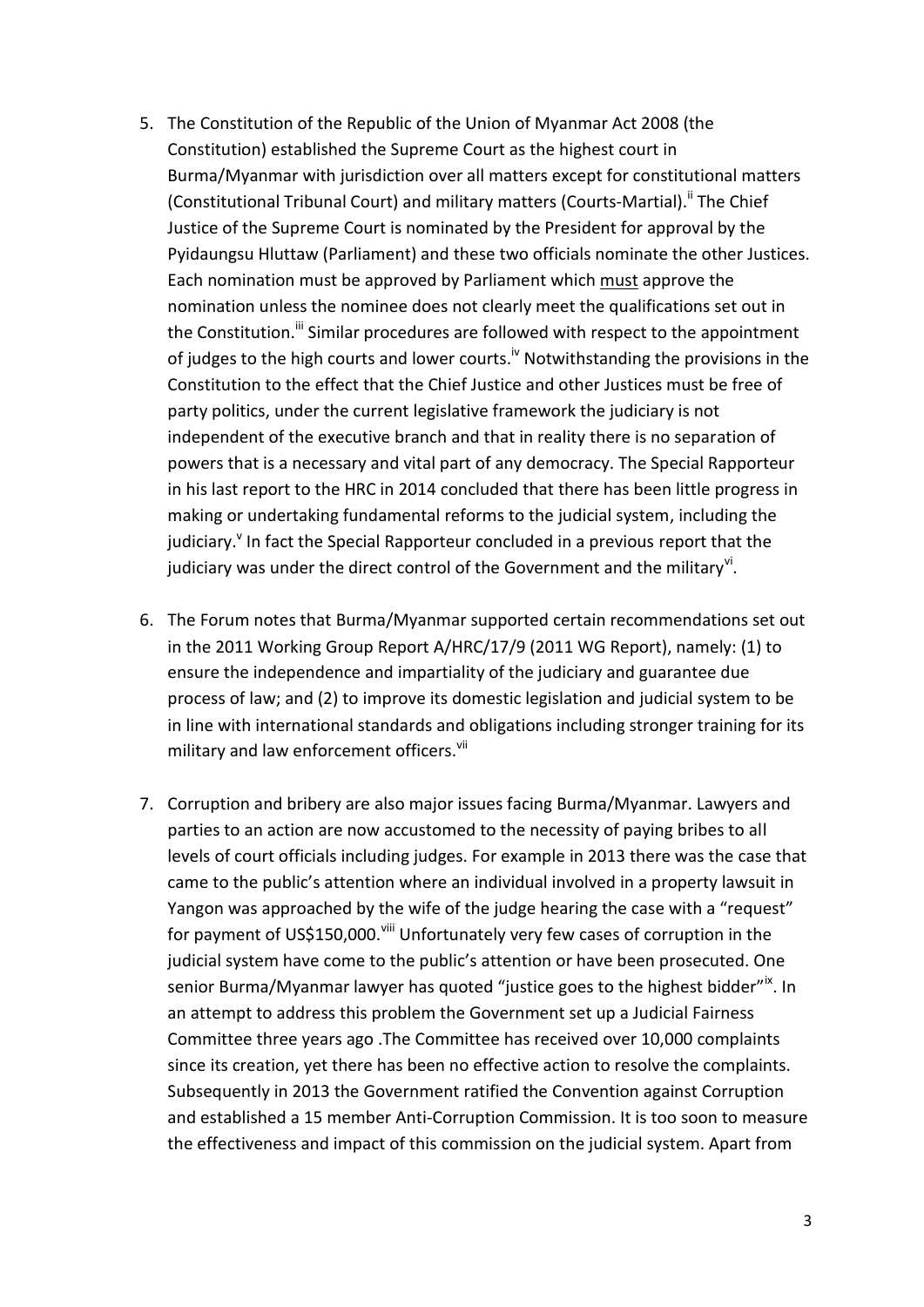5. The Constitution of the Republic of the Union of Myanmar Act 2008 (the Constitution) established the Supreme Court as the highest court in Burma/Myanmar with jurisdiction over all matters except for constitutional matters (Constitutional Tribunal Court) and military matters (Courts-Martial).[ii] The Chief Justice of the Supreme Court is nominated by the President for approval by the Pyidaungsu Hluttaw (Parliament) and these two officials nominate the other Justices. Each nomination must be approved by Parliament which <u>must</u> approve the nomination unless the nominee does not clearly meet the qualifications set out in the Constitution.[iii] Similar procedures are followed with respect to the appointment of judges to the high courts and lower courts.[iv] Notwithstanding the provisions in the Constitution to the effect that the Chief Justice and other Justices must be free of party politics, under the current legislative framework the judiciary is not independent of the executive branch and that in reality there is no separation of powers that is a necessary and vital part of any democracy. The Special Rapporteur in his last report to the HRC in 2014 concluded that there has been little progress in making or undertaking fundamental reforms to the judicial system, including the judiciary.[v] In fact the Special Rapporteur concluded in a previous report that the judiciary was under the direct control of the Government and the military[vi].

6. The Forum notes that Burma/Myanmar supported certain recommendations set out in the 2011 Working Group Report A/HRC/17/9 (2011 WG Report), namely: (1) to ensure the independence and impartiality of the judiciary and guarantee due process of law; and (2) to improve its domestic legislation and judicial system to be in line with international standards and obligations including stronger training for its military and law enforcement officers.[vii]

7. Corruption and bribery are also major issues facing Burma/Myanmar. Lawyers and parties to an action are now accustomed to the necessity of paying bribes to all levels of court officials including judges. For example in 2013 there was the case that came to the public's attention where an individual involved in a property lawsuit in Yangon was approached by the wife of the judge hearing the case with a "request" for payment of US$150,000.[viii] Unfortunately very few cases of corruption in the judicial system have come to the public's attention or have been prosecuted. One senior Burma/Myanmar lawyer has quoted "justice goes to the highest bidder"[ix]. In an attempt to address this problem the Government set up a Judicial Fairness Committee three years ago .The Committee has received over 10,000 complaints since its creation, yet there has been no effective action to resolve the complaints. Subsequently in 2013 the Government ratified the Convention against Corruption and established a 15 member Anti-Corruption Commission. It is too soon to measure the effectiveness and impact of this commission on the judicial system. Apart from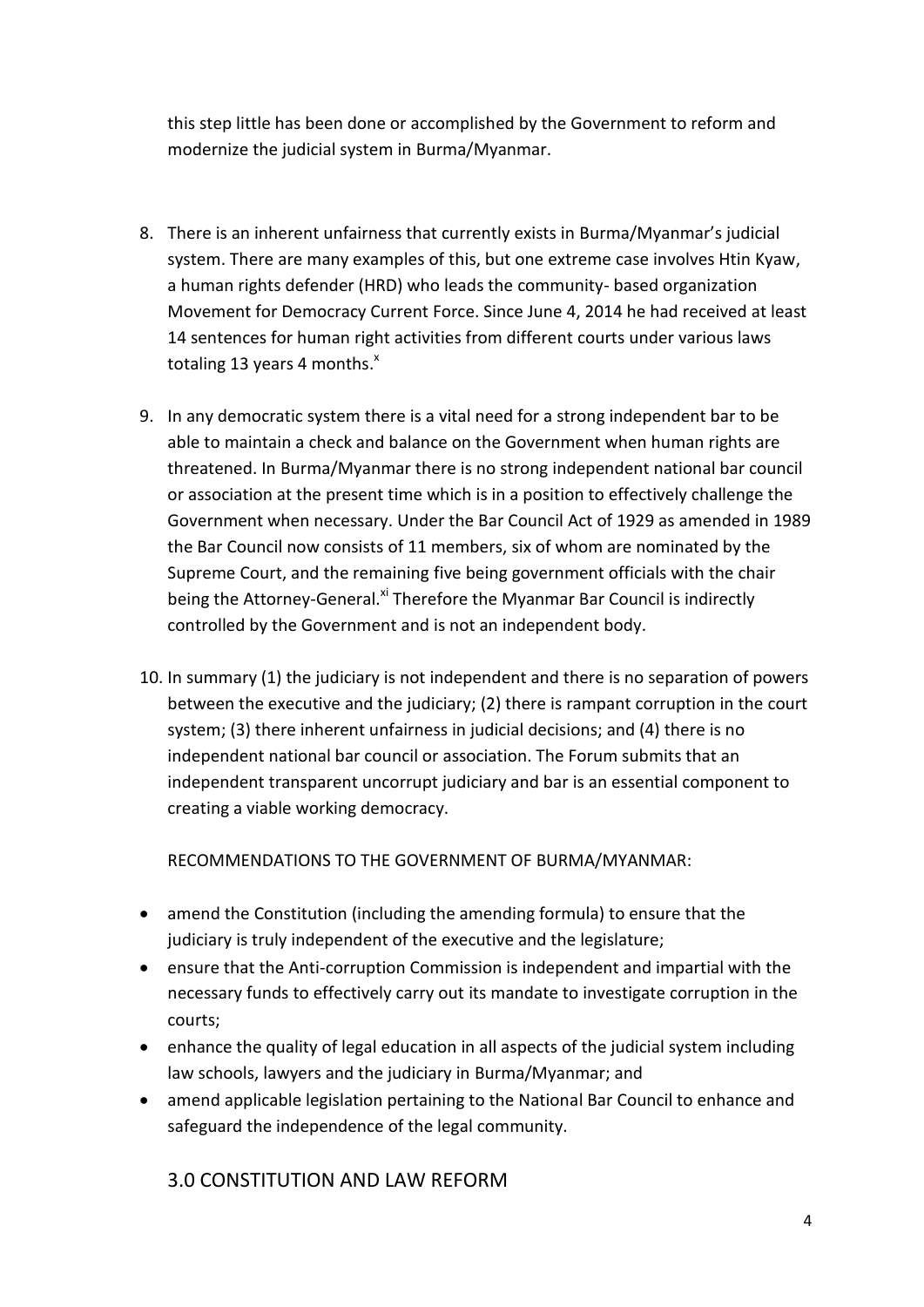this step little has been done or accomplished by the Government to reform and modernize the judicial system in Burma/Myanmar.

8. There is an inherent unfairness that currently exists in Burma/Myanmar's judicial system. There are many examples of this, but one extreme case involves Htin Kyaw, a human rights defender (HRD) who leads the community- based organization Movement for Democracy Current Force. Since June 4, 2014 he had received at least 14 sentences for human right activities from different courts under various laws totaling 13 years 4 months.[x]

9. In any democratic system there is a vital need for a strong independent bar to be able to maintain a check and balance on the Government when human rights are threatened. In Burma/Myanmar there is no strong independent national bar council or association at the present time which is in a position to effectively challenge the Government when necessary. Under the Bar Council Act of 1929 as amended in 1989 the Bar Council now consists of 11 members, six of whom are nominated by the Supreme Court, and the remaining five being government officials with the chair being the Attorney-General.[xi] Therefore the Myanmar Bar Council is indirectly controlled by the Government and is not an independent body.

10. In summary (1) the judiciary is not independent and there is no separation of powers between the executive and the judiciary; (2) there is rampant corruption in the court system; (3) there inherent unfairness in judicial decisions; and (4) there is no independent national bar council or association. The Forum submits that an independent transparent uncorrupt judiciary and bar is an essential component to creating a viable working democracy.

RECOMMENDATIONS TO THE GOVERNMENT OF BURMA/MYANMAR:

- amend the Constitution (including the amending formula) to ensure that the judiciary is truly independent of the executive and the legislature;
- ensure that the Anti-corruption Commission is independent and impartial with the necessary funds to effectively carry out its mandate to investigate corruption in the courts;
- enhance the quality of legal education in all aspects of the judicial system including law schools, lawyers and the judiciary in Burma/Myanmar; and
- amend applicable legislation pertaining to the National Bar Council to enhance and safeguard the independence of the legal community.

## 3.0 CONSTITUTION AND LAW REFORM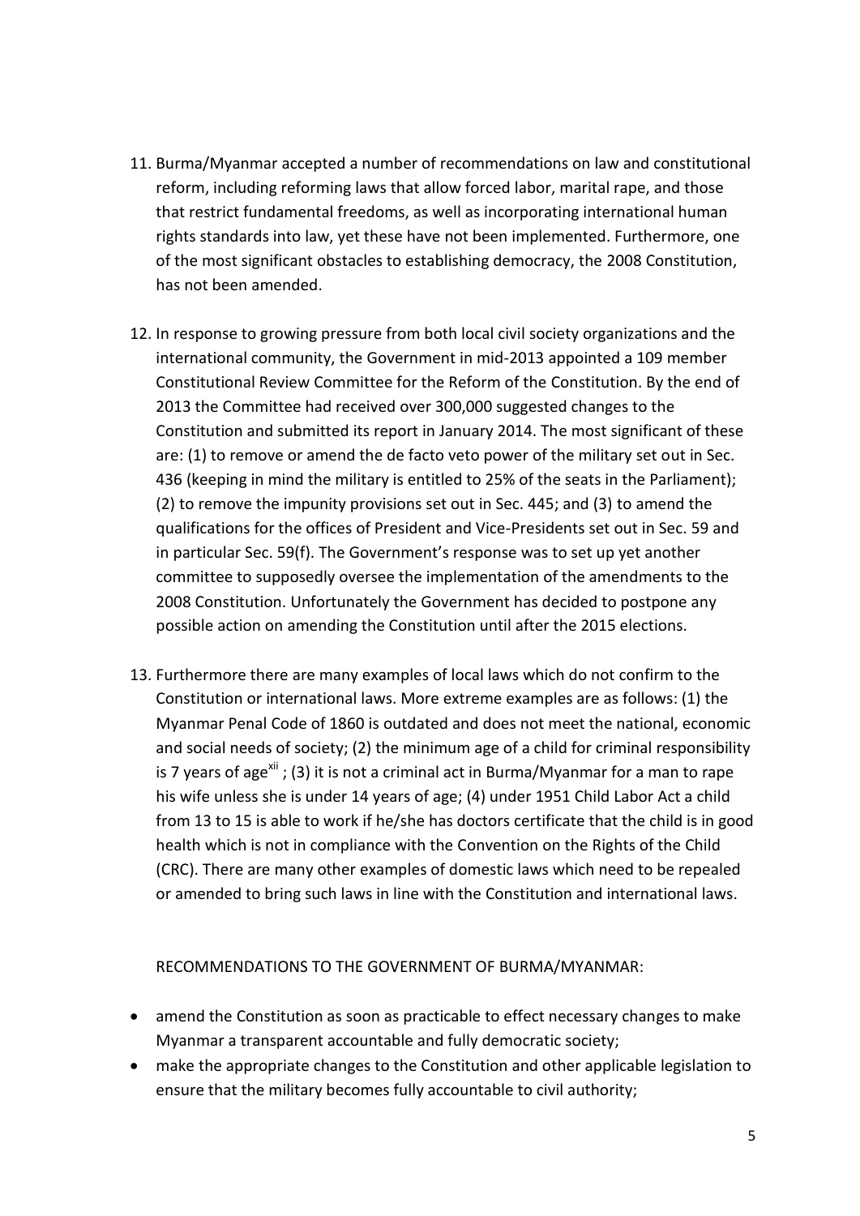11. Burma/Myanmar accepted a number of recommendations on law and constitutional reform, including reforming laws that allow forced labor, marital rape, and those that restrict fundamental freedoms, as well as incorporating international human rights standards into law, yet these have not been implemented. Furthermore, one of the most significant obstacles to establishing democracy, the 2008 Constitution, has not been amended.

12. In response to growing pressure from both local civil society organizations and the international community, the Government in mid-2013 appointed a 109 member Constitutional Review Committee for the Reform of the Constitution. By the end of 2013 the Committee had received over 300,000 suggested changes to the Constitution and submitted its report in January 2014. The most significant of these are: (1) to remove or amend the de facto veto power of the military set out in Sec. 436 (keeping in mind the military is entitled to 25% of the seats in the Parliament); (2) to remove the impunity provisions set out in Sec. 445; and (3) to amend the qualifications for the offices of President and Vice-Presidents set out in Sec. 59 and in particular Sec. 59(f). The Government's response was to set up yet another committee to supposedly oversee the implementation of the amendments to the 2008 Constitution. Unfortunately the Government has decided to postpone any possible action on amending the Constitution until after the 2015 elections.

13. Furthermore there are many examples of local laws which do not confirm to the Constitution or international laws. More extreme examples are as follows: (1) the Myanmar Penal Code of 1860 is outdated and does not meet the national, economic and social needs of society; (2) the minimum age of a child for criminal responsibility is 7 years of age[xii] ; (3) it is not a criminal act in Burma/Myanmar for a man to rape his wife unless she is under 14 years of age; (4) under 1951 Child Labor Act a child from 13 to 15 is able to work if he/she has doctors certificate that the child is in good health which is not in compliance with the Convention on the Rights of the Child (CRC). There are many other examples of domestic laws which need to be repealed or amended to bring such laws in line with the Constitution and international laws.

RECOMMENDATIONS TO THE GOVERNMENT OF BURMA/MYANMAR:

- amend the Constitution as soon as practicable to effect necessary changes to make Myanmar a transparent accountable and fully democratic society;
- make the appropriate changes to the Constitution and other applicable legislation to ensure that the military becomes fully accountable to civil authority;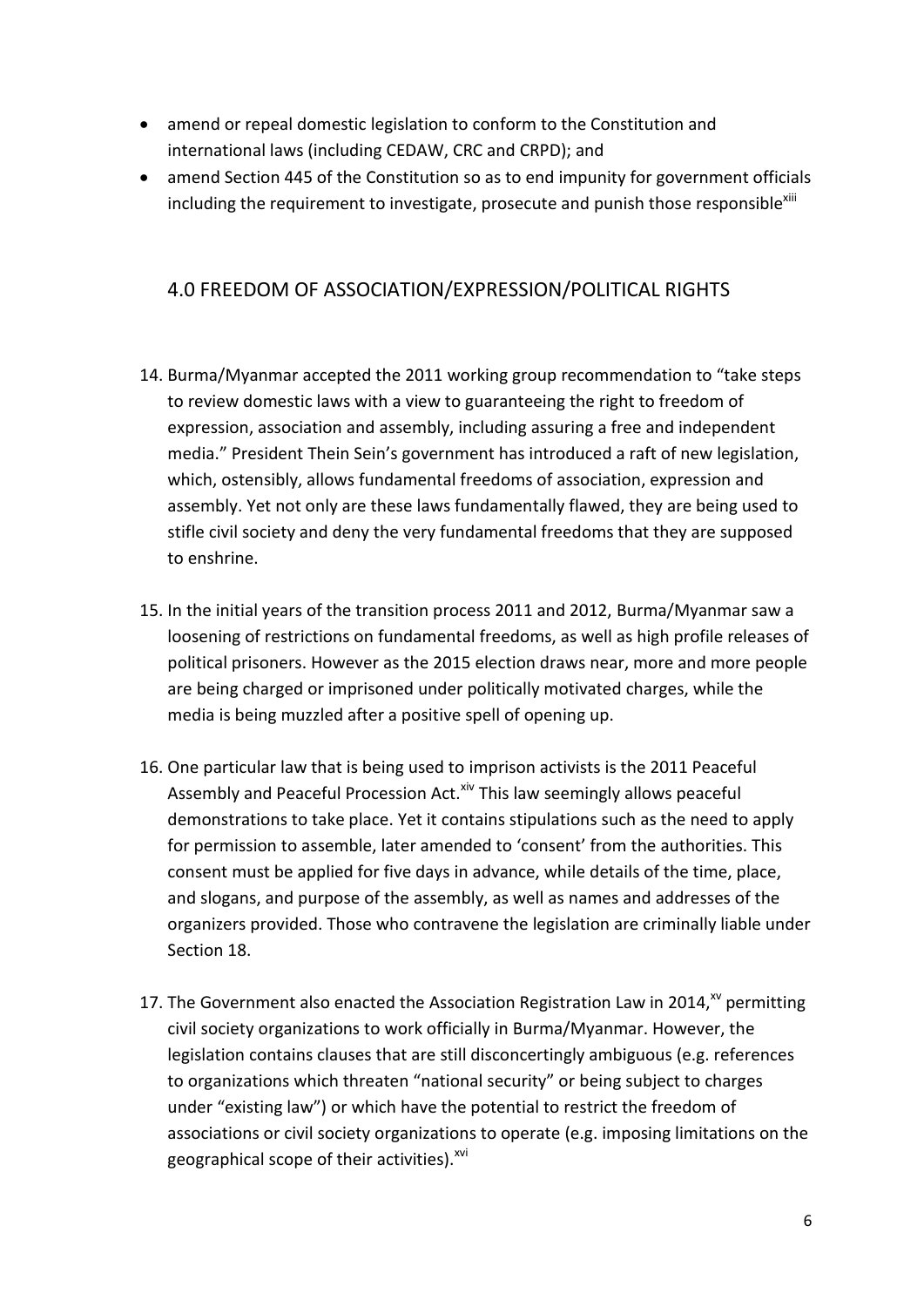- amend or repeal domestic legislation to conform to the Constitution and international laws (including CEDAW, CRC and CRPD); and
- amend Section 445 of the Constitution so as to end impunity for government officials including the requirement to investigate, prosecute and punish those responsible[xiii]

## 4.0 FREEDOM OF ASSOCIATION/EXPRESSION/POLITICAL RIGHTS

14. Burma/Myanmar accepted the 2011 working group recommendation to "take steps to review domestic laws with a view to guaranteeing the right to freedom of expression, association and assembly, including assuring a free and independent media." President Thein Sein's government has introduced a raft of new legislation, which, ostensibly, allows fundamental freedoms of association, expression and assembly. Yet not only are these laws fundamentally flawed, they are being used to stifle civil society and deny the very fundamental freedoms that they are supposed to enshrine.

15. In the initial years of the transition process 2011 and 2012, Burma/Myanmar saw a loosening of restrictions on fundamental freedoms, as well as high profile releases of political prisoners. However as the 2015 election draws near, more and more people are being charged or imprisoned under politically motivated charges, while the media is being muzzled after a positive spell of opening up.

16. One particular law that is being used to imprison activists is the 2011 Peaceful Assembly and Peaceful Procession Act.[xiv] This law seemingly allows peaceful demonstrations to take place. Yet it contains stipulations such as the need to apply for permission to assemble, later amended to 'consent' from the authorities. This consent must be applied for five days in advance, while details of the time, place, and slogans, and purpose of the assembly, as well as names and addresses of the organizers provided. Those who contravene the legislation are criminally liable under Section 18.

17. The Government also enacted the Association Registration Law in 2014,[xv] permitting civil society organizations to work officially in Burma/Myanmar. However, the legislation contains clauses that are still disconcertingly ambiguous (e.g. references to organizations which threaten "national security" or being subject to charges under "existing law") or which have the potential to restrict the freedom of associations or civil society organizations to operate (e.g. imposing limitations on the geographical scope of their activities).[xvi]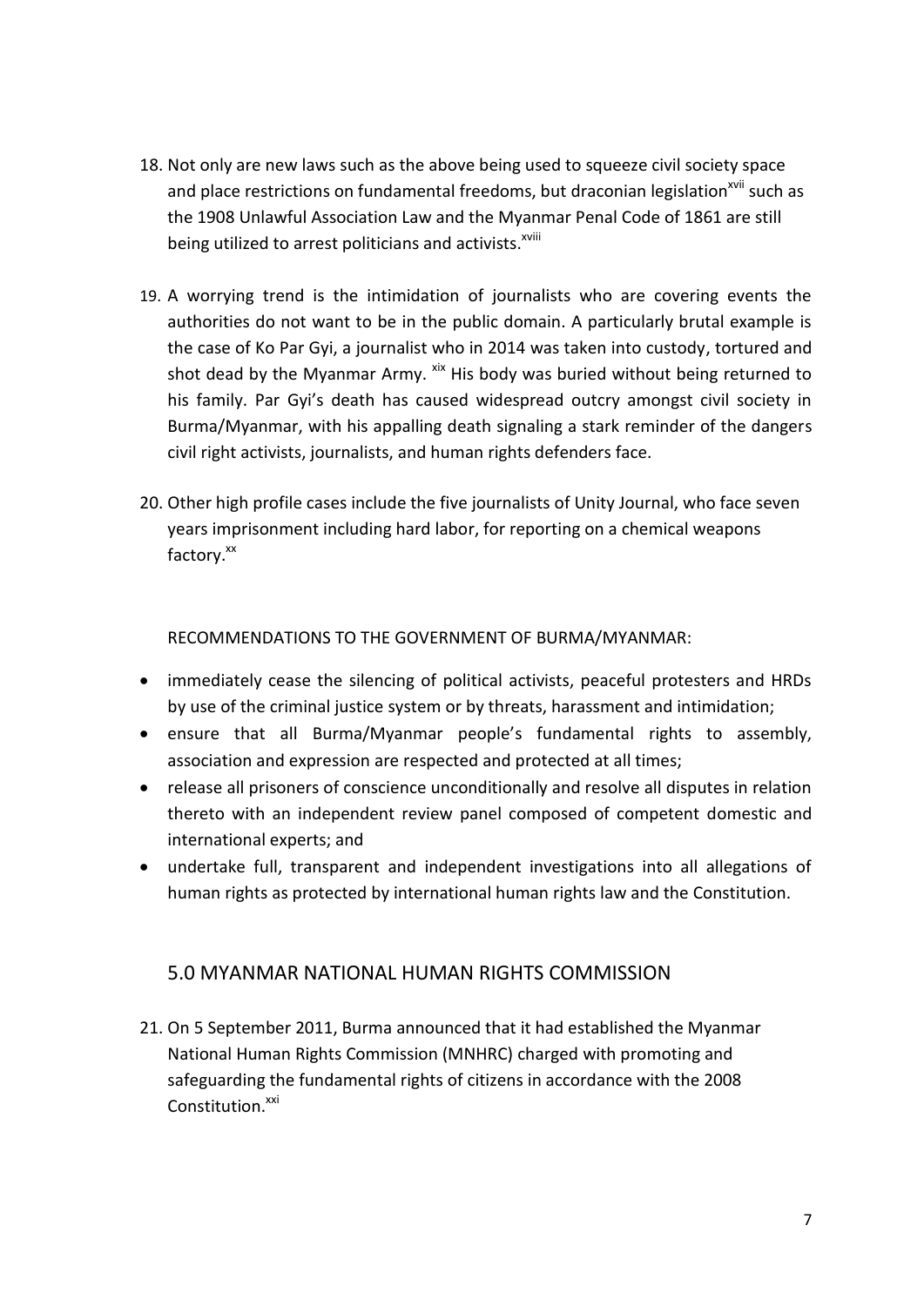18. Not only are new laws such as the above being used to squeeze civil society space and place restrictions on fundamental freedoms, but draconian legislation[xvii] such as the 1908 Unlawful Association Law and the Myanmar Penal Code of 1861 are still being utilized to arrest politicians and activists.[xviii]

19. A worrying trend is the intimidation of journalists who are covering events the authorities do not want to be in the public domain. A particularly brutal example is the case of Ko Par Gyi, a journalist who in 2014 was taken into custody, tortured and shot dead by the Myanmar Army. [xix] His body was buried without being returned to his family. Par Gyi's death has caused widespread outcry amongst civil society in Burma/Myanmar, with his appalling death signaling a stark reminder of the dangers civil right activists, journalists, and human rights defenders face.

20. Other high profile cases include the five journalists of Unity Journal, who face seven years imprisonment including hard labor, for reporting on a chemical weapons factory.[xx]

RECOMMENDATIONS TO THE GOVERNMENT OF BURMA/MYANMAR:

- immediately cease the silencing of political activists, peaceful protesters and HRDs by use of the criminal justice system or by threats, harassment and intimidation;
- ensure that all Burma/Myanmar people's fundamental rights to assembly, association and expression are respected and protected at all times;
- release all prisoners of conscience unconditionally and resolve all disputes in relation thereto with an independent review panel composed of competent domestic and international experts; and
- undertake full, transparent and independent investigations into all allegations of human rights as protected by international human rights law and the Constitution.

## 5.0 MYANMAR NATIONAL HUMAN RIGHTS COMMISSION

21. On 5 September 2011, Burma announced that it had established the Myanmar National Human Rights Commission (MNHRC) charged with promoting and safeguarding the fundamental rights of citizens in accordance with the 2008 Constitution.[xxi]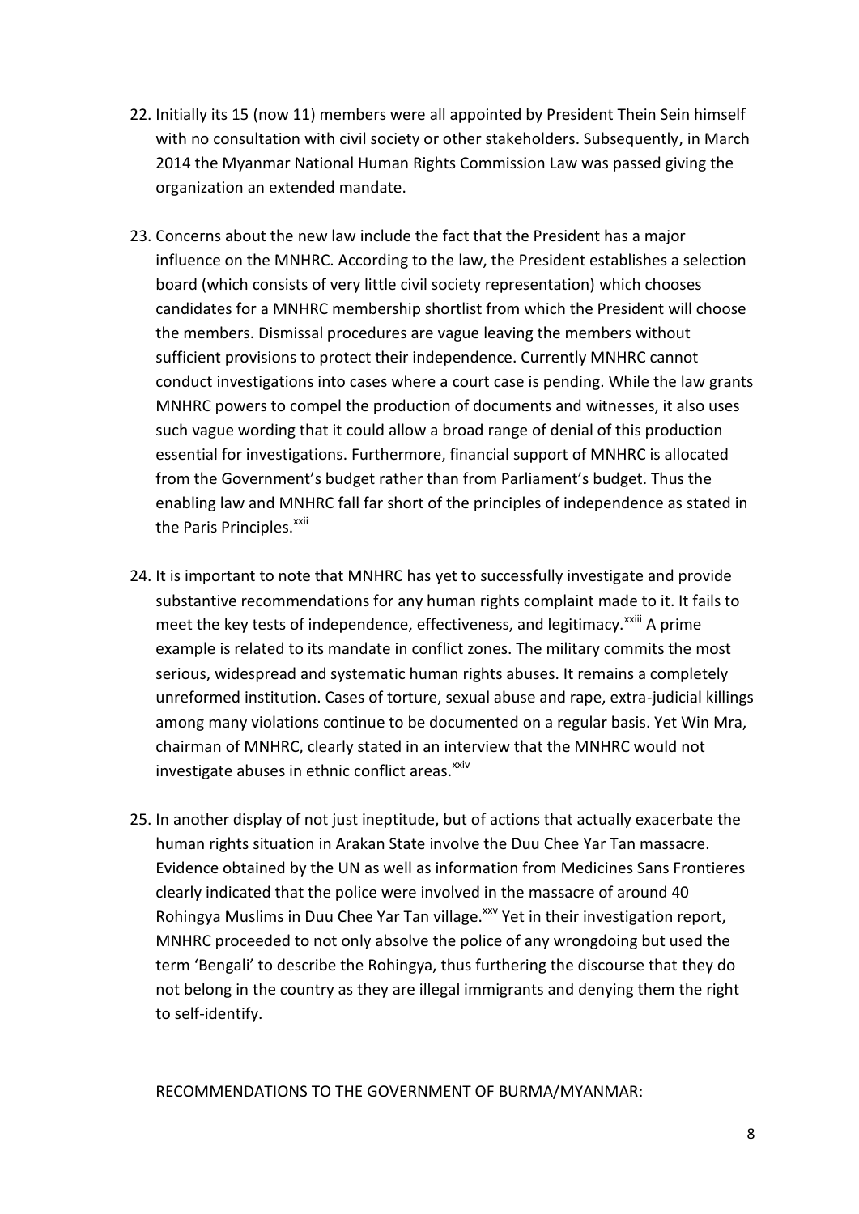22. Initially its 15 (now 11) members were all appointed by President Thein Sein himself with no consultation with civil society or other stakeholders. Subsequently, in March 2014 the Myanmar National Human Rights Commission Law was passed giving the organization an extended mandate.

23. Concerns about the new law include the fact that the President has a major influence on the MNHRC. According to the law, the President establishes a selection board (which consists of very little civil society representation) which chooses candidates for a MNHRC membership shortlist from which the President will choose the members. Dismissal procedures are vague leaving the members without sufficient provisions to protect their independence. Currently MNHRC cannot conduct investigations into cases where a court case is pending. While the law grants MNHRC powers to compel the production of documents and witnesses, it also uses such vague wording that it could allow a broad range of denial of this production essential for investigations. Furthermore, financial support of MNHRC is allocated from the Government's budget rather than from Parliament's budget. Thus the enabling law and MNHRC fall far short of the principles of independence as stated in the Paris Principles.[xxii]

24. It is important to note that MNHRC has yet to successfully investigate and provide substantive recommendations for any human rights complaint made to it. It fails to meet the key tests of independence, effectiveness, and legitimacy.[xxiii] A prime example is related to its mandate in conflict zones. The military commits the most serious, widespread and systematic human rights abuses. It remains a completely unreformed institution. Cases of torture, sexual abuse and rape, extra-judicial killings among many violations continue to be documented on a regular basis. Yet Win Mra, chairman of MNHRC, clearly stated in an interview that the MNHRC would not investigate abuses in ethnic conflict areas.[xxiv]

25. In another display of not just ineptitude, but of actions that actually exacerbate the human rights situation in Arakan State involve the Duu Chee Yar Tan massacre. Evidence obtained by the UN as well as information from Medicines Sans Frontieres clearly indicated that the police were involved in the massacre of around 40 Rohingya Muslims in Duu Chee Yar Tan village.[xxv] Yet in their investigation report, MNHRC proceeded to not only absolve the police of any wrongdoing but used the term 'Bengali' to describe the Rohingya, thus furthering the discourse that they do not belong in the country as they are illegal immigrants and denying them the right to self-identify.

RECOMMENDATIONS TO THE GOVERNMENT OF BURMA/MYANMAR: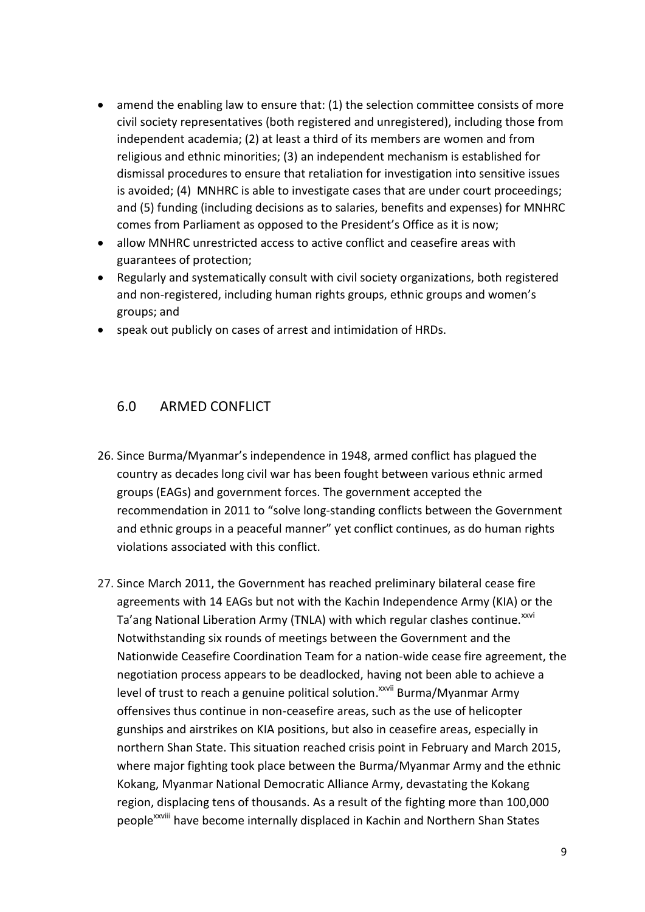- amend the enabling law to ensure that: (1) the selection committee consists of more civil society representatives (both registered and unregistered), including those from independent academia; (2) at least a third of its members are women and from religious and ethnic minorities; (3) an independent mechanism is established for dismissal procedures to ensure that retaliation for investigation into sensitive issues is avoided; (4) MNHRC is able to investigate cases that are under court proceedings; and (5) funding (including decisions as to salaries, benefits and expenses) for MNHRC comes from Parliament as opposed to the President's Office as it is now;
- allow MNHRC unrestricted access to active conflict and ceasefire areas with guarantees of protection;
- Regularly and systematically consult with civil society organizations, both registered and non-registered, including human rights groups, ethnic groups and women's groups; and
- speak out publicly on cases of arrest and intimidation of HRDs.

## 6.0 ARMED CONFLICT

26. Since Burma/Myanmar's independence in 1948, armed conflict has plagued the country as decades long civil war has been fought between various ethnic armed groups (EAGs) and government forces. The government accepted the recommendation in 2011 to "solve long-standing conflicts between the Government and ethnic groups in a peaceful manner" yet conflict continues, as do human rights violations associated with this conflict.

27. Since March 2011, the Government has reached preliminary bilateral cease fire agreements with 14 EAGs but not with the Kachin Independence Army (KIA) or the Ta'ang National Liberation Army (TNLA) with which regular clashes continue.[xxvi] Notwithstanding six rounds of meetings between the Government and the Nationwide Ceasefire Coordination Team for a nation-wide cease fire agreement, the negotiation process appears to be deadlocked, having not been able to achieve a level of trust to reach a genuine political solution.[xxvii] Burma/Myanmar Army offensives thus continue in non-ceasefire areas, such as the use of helicopter gunships and airstrikes on KIA positions, but also in ceasefire areas, especially in northern Shan State. This situation reached crisis point in February and March 2015, where major fighting took place between the Burma/Myanmar Army and the ethnic Kokang, Myanmar National Democratic Alliance Army, devastating the Kokang region, displacing tens of thousands. As a result of the fighting more than 100,000 people[xxviii] have become internally displaced in Kachin and Northern Shan States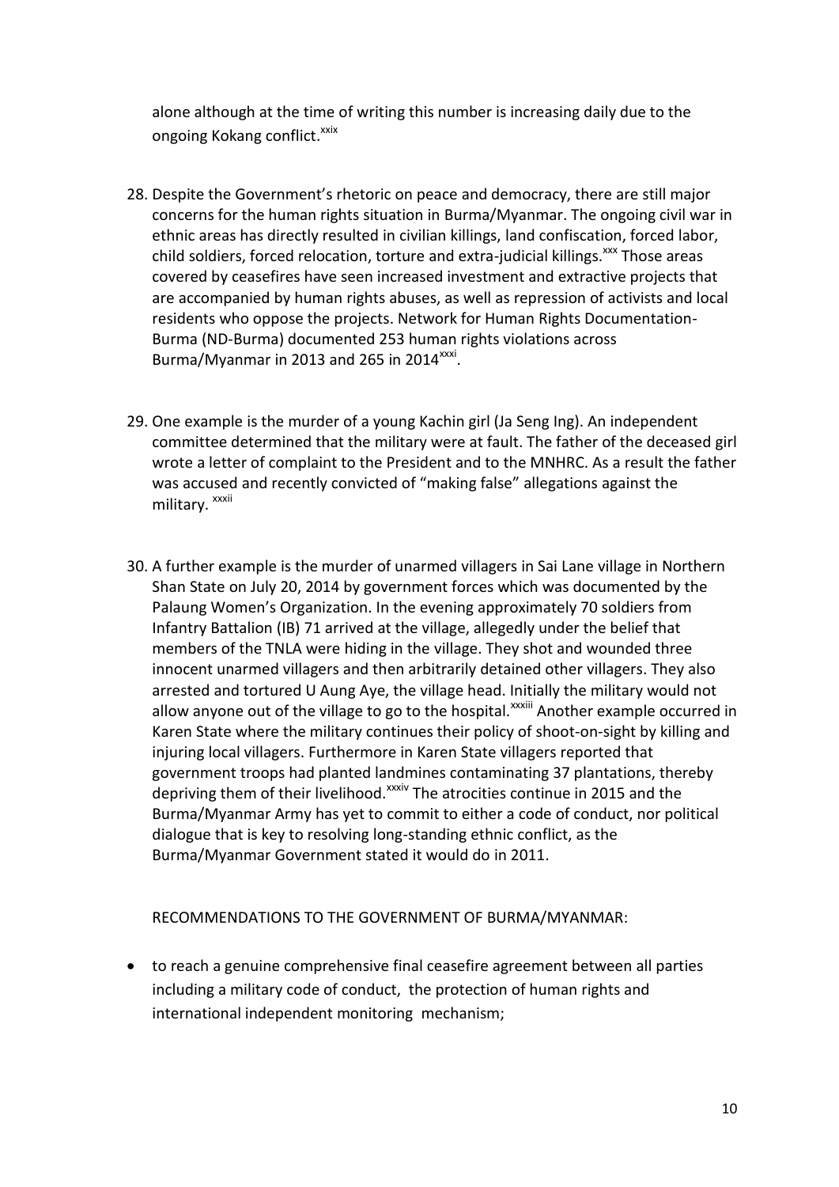alone although at the time of writing this number is increasing daily due to the ongoing Kokang conflict.[xxix]

28. Despite the Government's rhetoric on peace and democracy, there are still major concerns for the human rights situation in Burma/Myanmar. The ongoing civil war in ethnic areas has directly resulted in civilian killings, land confiscation, forced labor, child soldiers, forced relocation, torture and extra-judicial killings.[xxx] Those areas covered by ceasefires have seen increased investment and extractive projects that are accompanied by human rights abuses, as well as repression of activists and local residents who oppose the projects. Network for Human Rights Documentation-Burma (ND-Burma) documented 253 human rights violations across Burma/Myanmar in 2013 and 265 in 2014[xxxi].

29. One example is the murder of a young Kachin girl (Ja Seng Ing). An independent committee determined that the military were at fault. The father of the deceased girl wrote a letter of complaint to the President and to the MNHRC. As a result the father was accused and recently convicted of "making false" allegations against the military. [xxxii]

30. A further example is the murder of unarmed villagers in Sai Lane village in Northern Shan State on July 20, 2014 by government forces which was documented by the Palaung Women's Organization. In the evening approximately 70 soldiers from Infantry Battalion (IB) 71 arrived at the village, allegedly under the belief that members of the TNLA were hiding in the village. They shot and wounded three innocent unarmed villagers and then arbitrarily detained other villagers. They also arrested and tortured U Aung Aye, the village head. Initially the military would not allow anyone out of the village to go to the hospital.[xxxiii] Another example occurred in Karen State where the military continues their policy of shoot-on-sight by killing and injuring local villagers. Furthermore in Karen State villagers reported that government troops had planted landmines contaminating 37 plantations, thereby depriving them of their livelihood.[xxxiv] The atrocities continue in 2015 and the Burma/Myanmar Army has yet to commit to either a code of conduct, nor political dialogue that is key to resolving long-standing ethnic conflict, as the Burma/Myanmar Government stated it would do in 2011.

RECOMMENDATIONS TO THE GOVERNMENT OF BURMA/MYANMAR:

- to reach a genuine comprehensive final ceasefire agreement between all parties including a military code of conduct, the protection of human rights and international independent monitoring mechanism;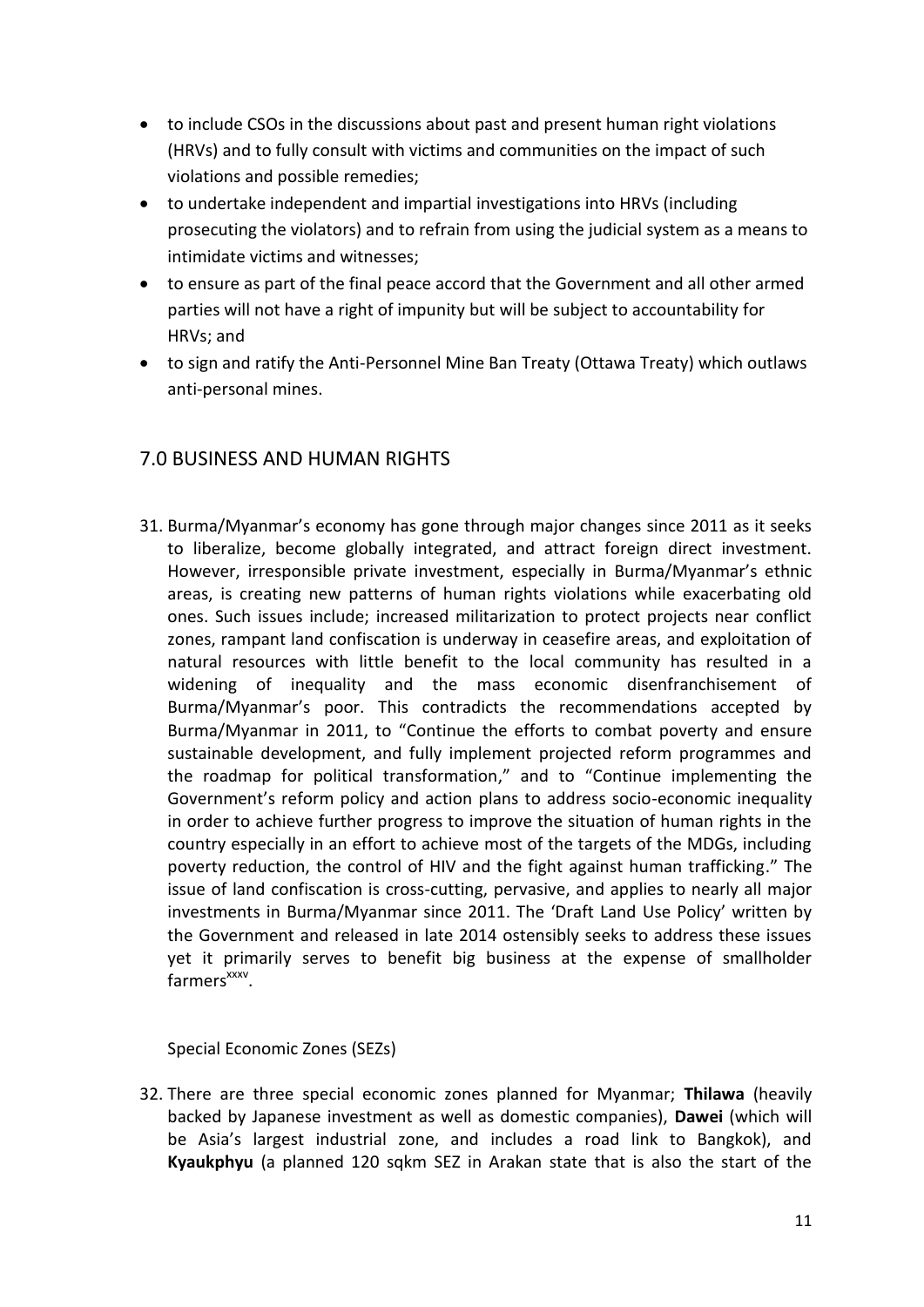- to include CSOs in the discussions about past and present human right violations (HRVs) and to fully consult with victims and communities on the impact of such violations and possible remedies;
- to undertake independent and impartial investigations into HRVs (including prosecuting the violators) and to refrain from using the judicial system as a means to intimidate victims and witnesses;
- to ensure as part of the final peace accord that the Government and all other armed parties will not have a right of impunity but will be subject to accountability for HRVs; and
- to sign and ratify the Anti-Personnel Mine Ban Treaty (Ottawa Treaty) which outlaws anti-personal mines.

## 7.0 BUSINESS AND HUMAN RIGHTS

31. Burma/Myanmar's economy has gone through major changes since 2011 as it seeks to liberalize, become globally integrated, and attract foreign direct investment. However, irresponsible private investment, especially in Burma/Myanmar's ethnic areas, is creating new patterns of human rights violations while exacerbating old ones. Such issues include; increased militarization to protect projects near conflict zones, rampant land confiscation is underway in ceasefire areas, and exploitation of natural resources with little benefit to the local community has resulted in a widening of inequality and the mass economic disenfranchisement of Burma/Myanmar's poor. This contradicts the recommendations accepted by Burma/Myanmar in 2011, to "Continue the efforts to combat poverty and ensure sustainable development, and fully implement projected reform programmes and the roadmap for political transformation," and to "Continue implementing the Government's reform policy and action plans to address socio-economic inequality in order to achieve further progress to improve the situation of human rights in the country especially in an effort to achieve most of the targets of the MDGs, including poverty reduction, the control of HIV and the fight against human trafficking." The issue of land confiscation is cross-cutting, pervasive, and applies to nearly all major investments in Burma/Myanmar since 2011. The 'Draft Land Use Policy' written by the Government and released in late 2014 ostensibly seeks to address these issues yet it primarily serves to benefit big business at the expense of smallholder farmers[xxxv].

Special Economic Zones (SEZs)

32. There are three special economic zones planned for Myanmar; **Thilawa** (heavily backed by Japanese investment as well as domestic companies), **Dawei** (which will be Asia's largest industrial zone, and includes a road link to Bangkok), and **Kyaukphyu** (a planned 120 sqkm SEZ in Arakan state that is also the start of the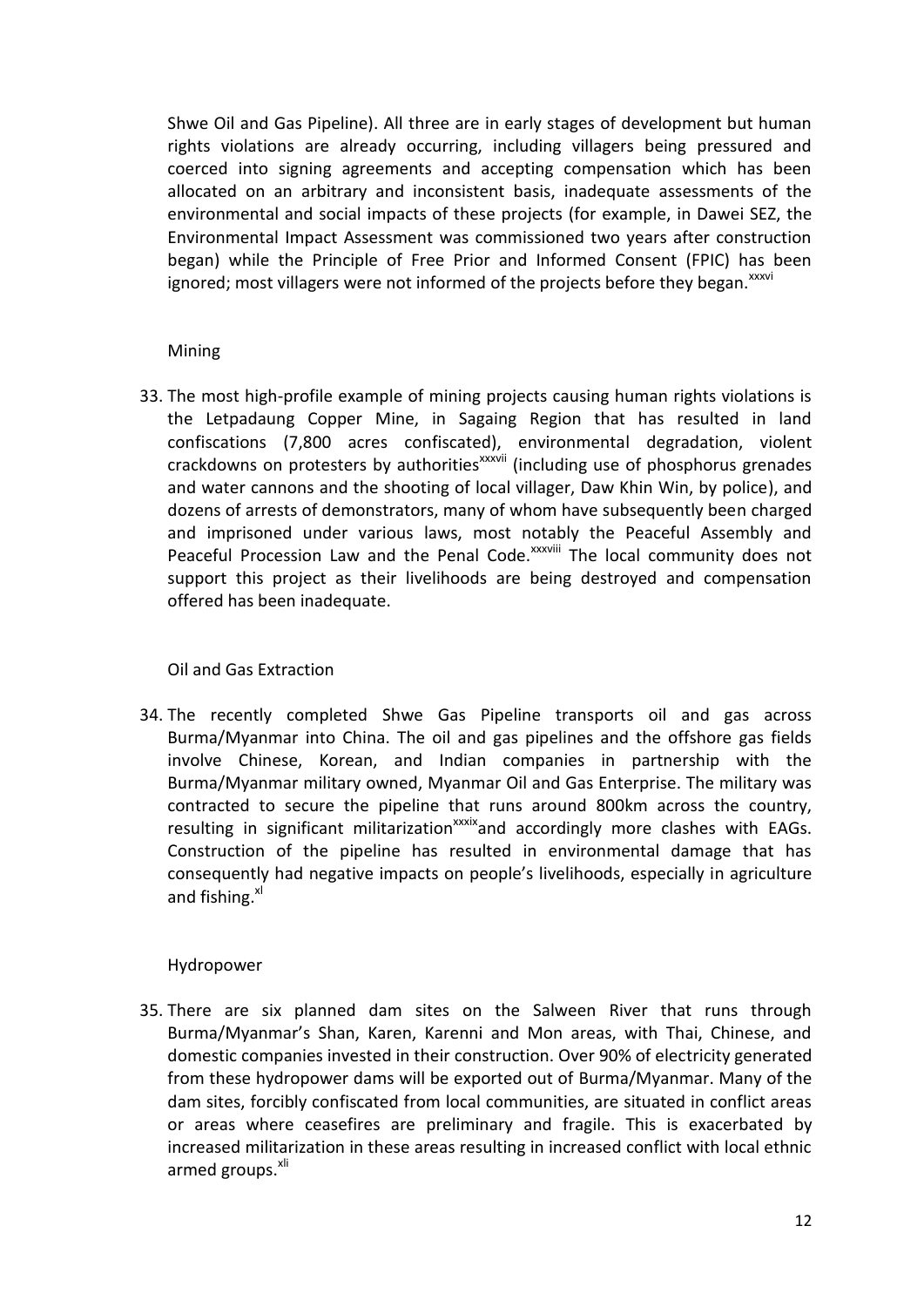Shwe Oil and Gas Pipeline). All three are in early stages of development but human rights violations are already occurring, including villagers being pressured and coerced into signing agreements and accepting compensation which has been allocated on an arbitrary and inconsistent basis, inadequate assessments of the environmental and social impacts of these projects (for example, in Dawei SEZ, the Environmental Impact Assessment was commissioned two years after construction began) while the Principle of Free Prior and Informed Consent (FPIC) has been ignored; most villagers were not informed of the projects before they began.[xxxvi]

### Mining

33. The most high-profile example of mining projects causing human rights violations is the Letpadaung Copper Mine, in Sagaing Region that has resulted in land confiscations (7,800 acres confiscated), environmental degradation, violent crackdowns on protesters by authorities[xxxvii] (including use of phosphorus grenades and water cannons and the shooting of local villager, Daw Khin Win, by police), and dozens of arrests of demonstrators, many of whom have subsequently been charged and imprisoned under various laws, most notably the Peaceful Assembly and Peaceful Procession Law and the Penal Code.[xxxviii] The local community does not support this project as their livelihoods are being destroyed and compensation offered has been inadequate.

### Oil and Gas Extraction

34. The recently completed Shwe Gas Pipeline transports oil and gas across Burma/Myanmar into China. The oil and gas pipelines and the offshore gas fields involve Chinese, Korean, and Indian companies in partnership with the Burma/Myanmar military owned, Myanmar Oil and Gas Enterprise. The military was contracted to secure the pipeline that runs around 800km across the country, resulting in significant militarization[xxxix] and accordingly more clashes with EAGs. Construction of the pipeline has resulted in environmental damage that has consequently had negative impacts on people's livelihoods, especially in agriculture and fishing.[xl]

### Hydropower

35. There are six planned dam sites on the Salween River that runs through Burma/Myanmar's Shan, Karen, Karenni and Mon areas, with Thai, Chinese, and domestic companies invested in their construction. Over 90% of electricity generated from these hydropower dams will be exported out of Burma/Myanmar. Many of the dam sites, forcibly confiscated from local communities, are situated in conflict areas or areas where ceasefires are preliminary and fragile. This is exacerbated by increased militarization in these areas resulting in increased conflict with local ethnic armed groups.[xli]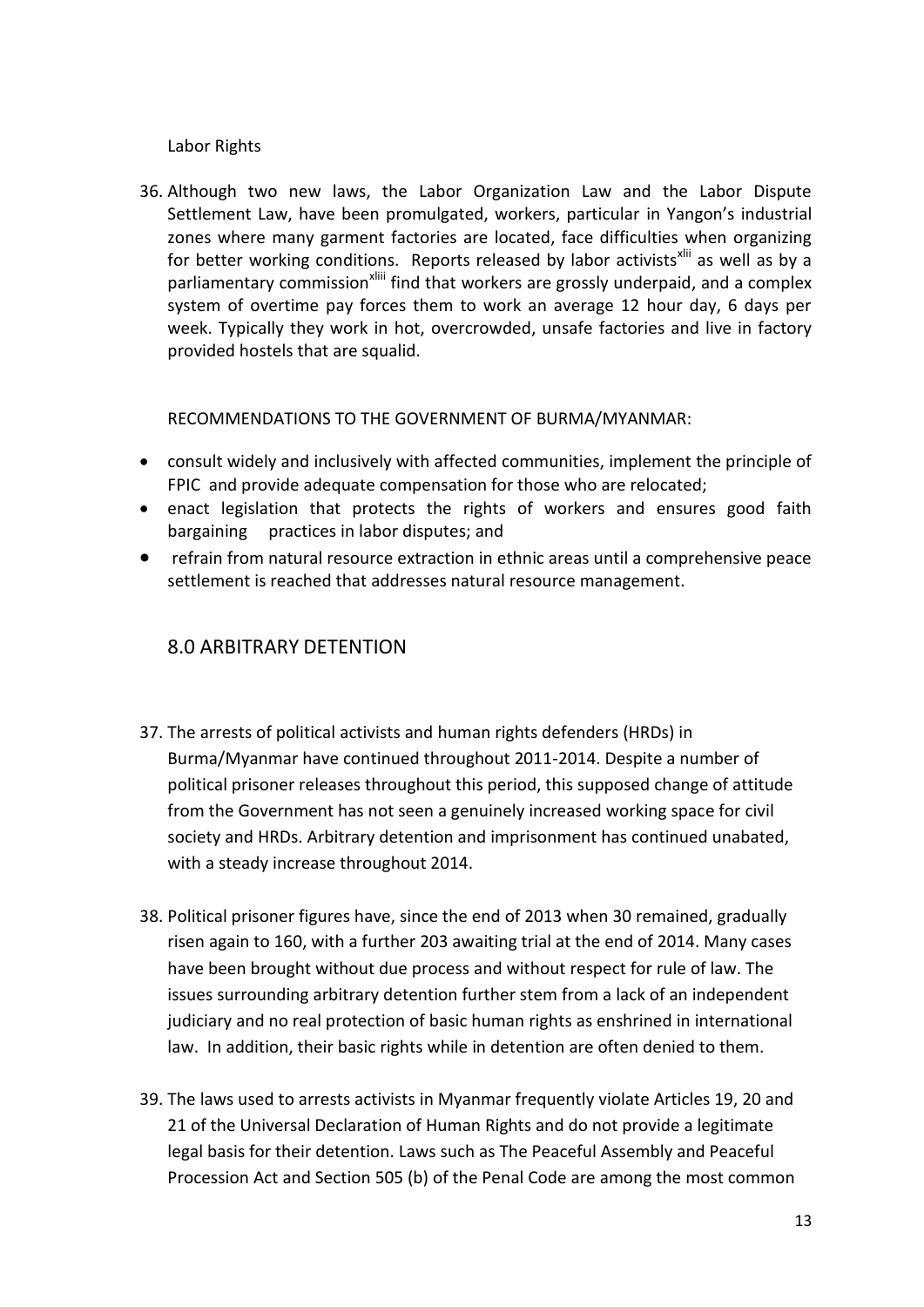Labor Rights

36. Although two new laws, the Labor Organization Law and the Labor Dispute Settlement Law, have been promulgated, workers, particular in Yangon's industrial zones where many garment factories are located, face difficulties when organizing for better working conditions. Reports released by labor activists[xlii] as well as by a parliamentary commission[xliii] find that workers are grossly underpaid, and a complex system of overtime pay forces them to work an average 12 hour day, 6 days per week. Typically they work in hot, overcrowded, unsafe factories and live in factory provided hostels that are squalid.

RECOMMENDATIONS TO THE GOVERNMENT OF BURMA/MYANMAR:

- consult widely and inclusively with affected communities, implement the principle of FPIC and provide adequate compensation for those who are relocated;
- enact legislation that protects the rights of workers and ensures good faith bargaining practices in labor disputes; and
- refrain from natural resource extraction in ethnic areas until a comprehensive peace settlement is reached that addresses natural resource management.

## 8.0 ARBITRARY DETENTION

37. The arrests of political activists and human rights defenders (HRDs) in Burma/Myanmar have continued throughout 2011-2014. Despite a number of political prisoner releases throughout this period, this supposed change of attitude from the Government has not seen a genuinely increased working space for civil society and HRDs. Arbitrary detention and imprisonment has continued unabated, with a steady increase throughout 2014.

38. Political prisoner figures have, since the end of 2013 when 30 remained, gradually risen again to 160, with a further 203 awaiting trial at the end of 2014. Many cases have been brought without due process and without respect for rule of law. The issues surrounding arbitrary detention further stem from a lack of an independent judiciary and no real protection of basic human rights as enshrined in international law. In addition, their basic rights while in detention are often denied to them.

39. The laws used to arrests activists in Myanmar frequently violate Articles 19, 20 and 21 of the Universal Declaration of Human Rights and do not provide a legitimate legal basis for their detention. Laws such as The Peaceful Assembly and Peaceful Procession Act and Section 505 (b) of the Penal Code are among the most common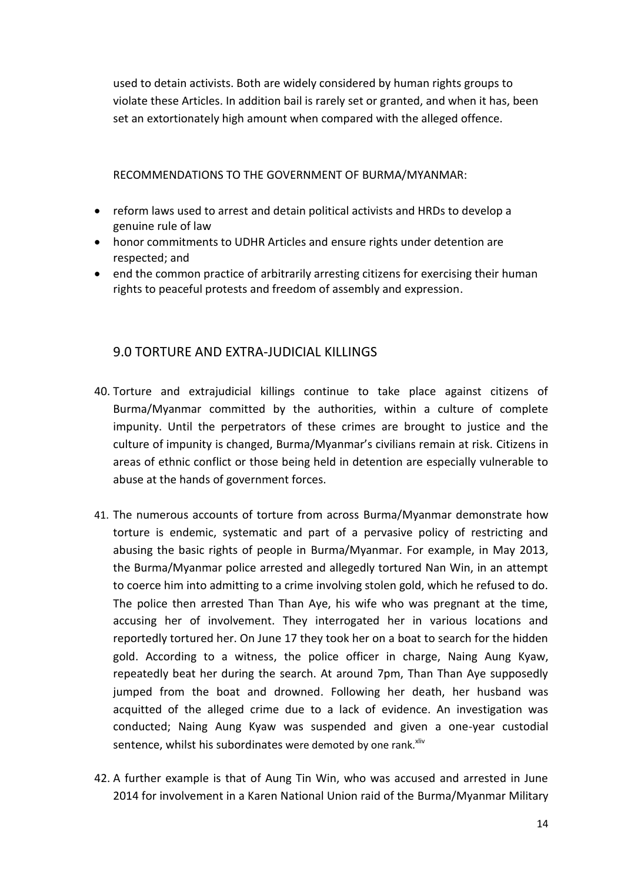used to detain activists. Both are widely considered by human rights groups to violate these Articles. In addition bail is rarely set or granted, and when it has, been set an extortionately high amount when compared with the alleged offence.

RECOMMENDATIONS TO THE GOVERNMENT OF BURMA/MYANMAR:

- reform laws used to arrest and detain political activists and HRDs to develop a genuine rule of law
- honor commitments to UDHR Articles and ensure rights under detention are respected; and
- end the common practice of arbitrarily arresting citizens for exercising their human rights to peaceful protests and freedom of assembly and expression.

## 9.0 TORTURE AND EXTRA-JUDICIAL KILLINGS

40. Torture and extrajudicial killings continue to take place against citizens of Burma/Myanmar committed by the authorities, within a culture of complete impunity. Until the perpetrators of these crimes are brought to justice and the culture of impunity is changed, Burma/Myanmar's civilians remain at risk. Citizens in areas of ethnic conflict or those being held in detention are especially vulnerable to abuse at the hands of government forces.

41. The numerous accounts of torture from across Burma/Myanmar demonstrate how torture is endemic, systematic and part of a pervasive policy of restricting and abusing the basic rights of people in Burma/Myanmar. For example, in May 2013, the Burma/Myanmar police arrested and allegedly tortured Nan Win, in an attempt to coerce him into admitting to a crime involving stolen gold, which he refused to do. The police then arrested Than Than Aye, his wife who was pregnant at the time, accusing her of involvement. They interrogated her in various locations and reportedly tortured her. On June 17 they took her on a boat to search for the hidden gold. According to a witness, the police officer in charge, Naing Aung Kyaw, repeatedly beat her during the search. At around 7pm, Than Than Aye supposedly jumped from the boat and drowned. Following her death, her husband was acquitted of the alleged crime due to a lack of evidence. An investigation was conducted; Naing Aung Kyaw was suspended and given a one-year custodial sentence, whilst his subordinates were demoted by one rank.[xliv]

42. A further example is that of Aung Tin Win, who was accused and arrested in June 2014 for involvement in a Karen National Union raid of the Burma/Myanmar Military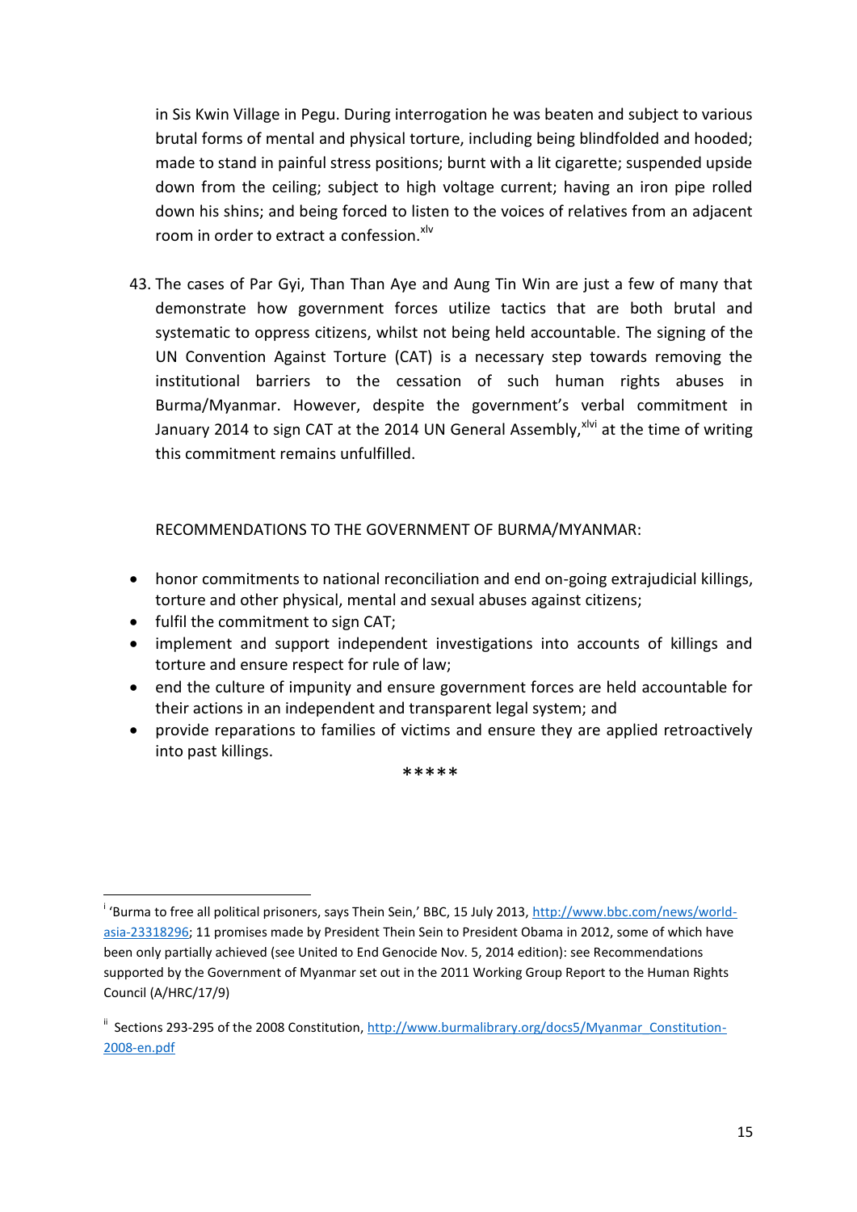in Sis Kwin Village in Pegu. During interrogation he was beaten and subject to various brutal forms of mental and physical torture, including being blindfolded and hooded; made to stand in painful stress positions; burnt with a lit cigarette; suspended upside down from the ceiling; subject to high voltage current; having an iron pipe rolled down his shins; and being forced to listen to the voices of relatives from an adjacent room in order to extract a confession.[xlv]

43. The cases of Par Gyi, Than Than Aye and Aung Tin Win are just a few of many that demonstrate how government forces utilize tactics that are both brutal and systematic to oppress citizens, whilst not being held accountable. The signing of the UN Convention Against Torture (CAT) is a necessary step towards removing the institutional barriers to the cessation of such human rights abuses in Burma/Myanmar. However, despite the government's verbal commitment in January 2014 to sign CAT at the 2014 UN General Assembly,[xlvi] at the time of writing this commitment remains unfulfilled.

RECOMMENDATIONS TO THE GOVERNMENT OF BURMA/MYANMAR:

- honor commitments to national reconciliation and end on-going extrajudicial killings, torture and other physical, mental and sexual abuses against citizens;
- fulfil the commitment to sign CAT;
- implement and support independent investigations into accounts of killings and torture and ensure respect for rule of law;
- end the culture of impunity and ensure government forces are held accountable for their actions in an independent and transparent legal system; and
- provide reparations to families of victims and ensure they are applied retroactively into past killings.

*****

---

[i] 'Burma to free all political prisoners, says Thein Sein,' BBC, 15 July 2013, http://www.bbc.com/news/world-asia-23318296; 11 promises made by President Thein Sein to President Obama in 2012, some of which have been only partially achieved (see United to End Genocide Nov. 5, 2014 edition): see Recommendations supported by the Government of Myanmar set out in the 2011 Working Group Report to the Human Rights Council (A/HRC/17/9)

[ii] Sections 293-295 of the 2008 Constitution, http://www.burmalibrary.org/docs5/Myanmar_Constitution-2008-en.pdf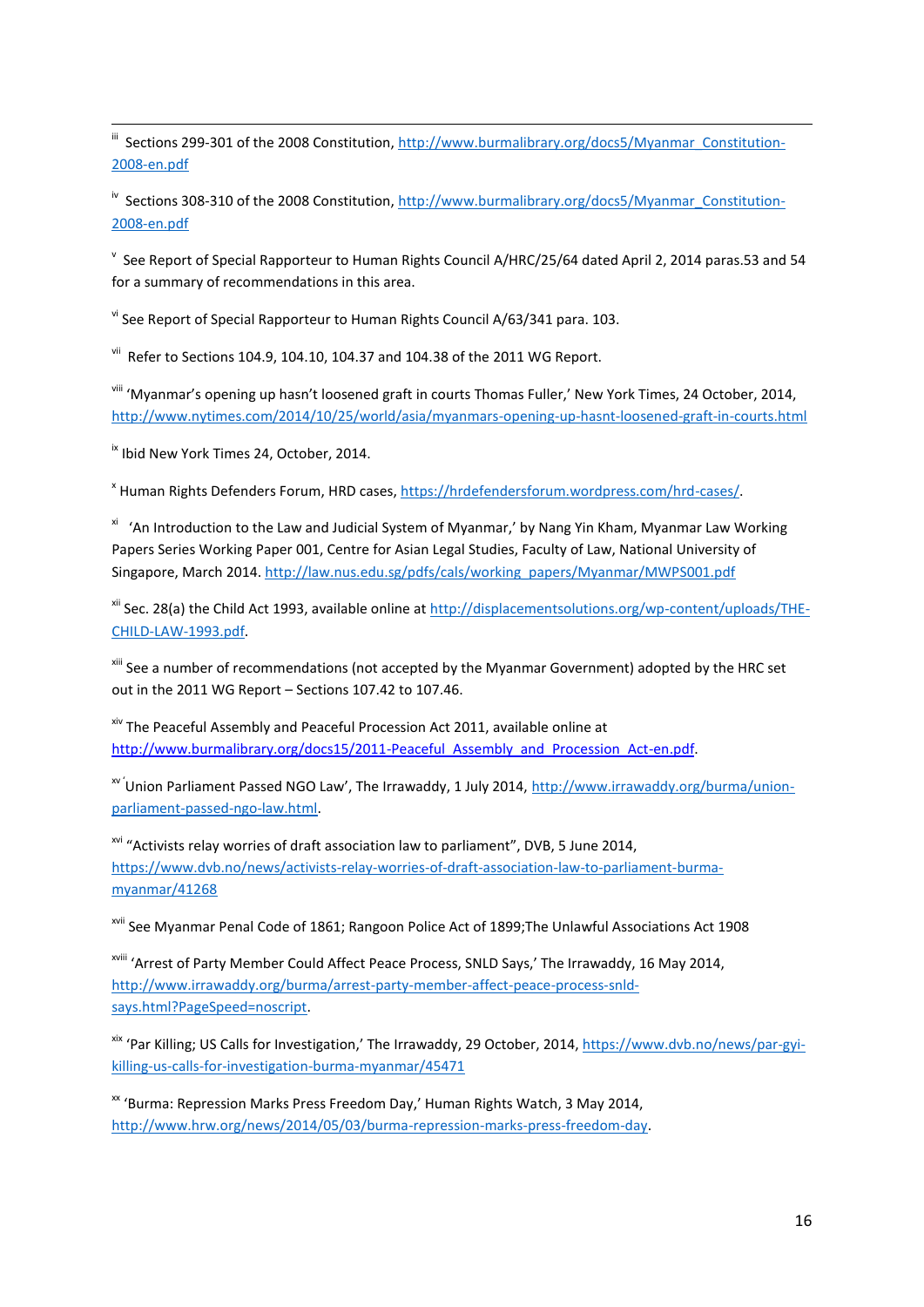[iii] Sections 299-301 of the 2008 Constitution, http://www.burmalibrary.org/docs5/Myanmar_Constitution-2008-en.pdf

[iv] Sections 308-310 of the 2008 Constitution, http://www.burmalibrary.org/docs5/Myanmar_Constitution-2008-en.pdf

[v] See Report of Special Rapporteur to Human Rights Council A/HRC/25/64 dated April 2, 2014 paras.53 and 54 for a summary of recommendations in this area.

[vi] See Report of Special Rapporteur to Human Rights Council A/63/341 para. 103.

[vii] Refer to Sections 104.9, 104.10, 104.37 and 104.38 of the 2011 WG Report.

[viii] 'Myanmar's opening up hasn't loosened graft in courts Thomas Fuller,' New York Times, 24 October, 2014, http://www.nytimes.com/2014/10/25/world/asia/myanmars-opening-up-hasnt-loosened-graft-in-courts.html

[ix] Ibid New York Times 24, October, 2014.

[x] Human Rights Defenders Forum, HRD cases, https://hrdefendersforum.wordpress.com/hrd-cases/.

[xi] 'An Introduction to the Law and Judicial System of Myanmar,' by Nang Yin Kham, Myanmar Law Working Papers Series Working Paper 001, Centre for Asian Legal Studies, Faculty of Law, National University of Singapore, March 2014. http://law.nus.edu.sg/pdfs/cals/working_papers/Myanmar/MWPS001.pdf

[xii] Sec. 28(a) the Child Act 1993, available online at http://displacementsolutions.org/wp-content/uploads/THE-CHILD-LAW-1993.pdf.

[xiii] See a number of recommendations (not accepted by the Myanmar Government) adopted by the HRC set out in the 2011 WG Report – Sections 107.42 to 107.46.

[xiv] The Peaceful Assembly and Peaceful Procession Act 2011, available online at http://www.burmalibrary.org/docs15/2011-Peaceful_Assembly_and_Procession_Act-en.pdf.

[xv] 'Union Parliament Passed NGO Law', The Irrawaddy, 1 July 2014, http://www.irrawaddy.org/burma/union-parliament-passed-ngo-law.html.

[xvi] "Activists relay worries of draft association law to parliament", DVB, 5 June 2014, https://www.dvb.no/news/activists-relay-worries-of-draft-association-law-to-parliament-burma-myanmar/41268

[xvii] See Myanmar Penal Code of 1861; Rangoon Police Act of 1899;The Unlawful Associations Act 1908

[xviii] 'Arrest of Party Member Could Affect Peace Process, SNLD Says,' The Irrawaddy, 16 May 2014, http://www.irrawaddy.org/burma/arrest-party-member-affect-peace-process-snld-says.html?PageSpeed=noscript.

[xix] 'Par Killing; US Calls for Investigation,' The Irrawaddy, 29 October, 2014, https://www.dvb.no/news/par-gyi-killing-us-calls-for-investigation-burma-myanmar/45471

[xx] 'Burma: Repression Marks Press Freedom Day,' Human Rights Watch, 3 May 2014, http://www.hrw.org/news/2014/05/03/burma-repression-marks-press-freedom-day.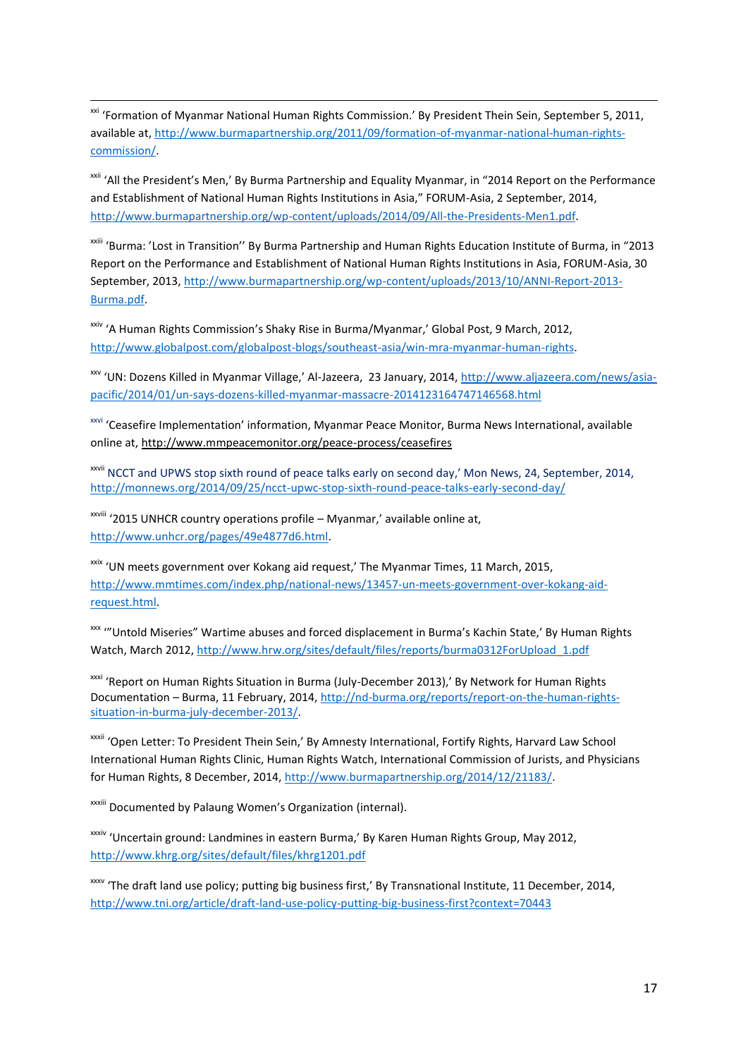[xxi] 'Formation of Myanmar National Human Rights Commission.' By President Thein Sein, September 5, 2011, available at, http://www.burmapartnership.org/2011/09/formation-of-myanmar-national-human-rights-commission/.

[xxii] 'All the President's Men,' By Burma Partnership and Equality Myanmar, in "2014 Report on the Performance and Establishment of National Human Rights Institutions in Asia," FORUM-Asia, 2 September, 2014, http://www.burmapartnership.org/wp-content/uploads/2014/09/All-the-Presidents-Men1.pdf.

[xxiii] 'Burma: 'Lost in Transition'' By Burma Partnership and Human Rights Education Institute of Burma, in "2013 Report on the Performance and Establishment of National Human Rights Institutions in Asia, FORUM-Asia, 30 September, 2013, http://www.burmapartnership.org/wp-content/uploads/2013/10/ANNI-Report-2013-Burma.pdf.

[xxiv] 'A Human Rights Commission's Shaky Rise in Burma/Myanmar,' Global Post, 9 March, 2012, http://www.globalpost.com/globalpost-blogs/southeast-asia/win-mra-myanmar-human-rights.

[xxv] 'UN: Dozens Killed in Myanmar Village,' Al-Jazeera, 23 January, 2014, http://www.aljazeera.com/news/asia-pacific/2014/01/un-says-dozens-killed-myanmar-massacre-2014123164747146568.html

[xxvi] 'Ceasefire Implementation' information, Myanmar Peace Monitor, Burma News International, available online at, http://www.mmpeacemonitor.org/peace-process/ceasefires

[xxvii] NCCT and UPWS stop sixth round of peace talks early on second day,' Mon News, 24, September, 2014, http://monnews.org/2014/09/25/ncct-upwc-stop-sixth-round-peace-talks-early-second-day/

[xxviii] '2015 UNHCR country operations profile – Myanmar,' available online at, http://www.unhcr.org/pages/49e4877d6.html.

[xxix] 'UN meets government over Kokang aid request,' The Myanmar Times, 11 March, 2015, http://www.mmtimes.com/index.php/national-news/13457-un-meets-government-over-kokang-aid-request.html.

[xxx] '"Untold Miseries" Wartime abuses and forced displacement in Burma's Kachin State,' By Human Rights Watch, March 2012, http://www.hrw.org/sites/default/files/reports/burma0312ForUpload_1.pdf

[xxxi] 'Report on Human Rights Situation in Burma (July-December 2013),' By Network for Human Rights Documentation – Burma, 11 February, 2014, http://nd-burma.org/reports/report-on-the-human-rights-situation-in-burma-july-december-2013/.

[xxxii] 'Open Letter: To President Thein Sein,' By Amnesty International, Fortify Rights, Harvard Law School International Human Rights Clinic, Human Rights Watch, International Commission of Jurists, and Physicians for Human Rights, 8 December, 2014, http://www.burmapartnership.org/2014/12/21183/.

[xxxiii] Documented by Palaung Women's Organization (internal).

[xxxiv] 'Uncertain ground: Landmines in eastern Burma,' By Karen Human Rights Group, May 2012, http://www.khrg.org/sites/default/files/khrg1201.pdf

[xxxv] 'The draft land use policy; putting big business first,' By Transnational Institute, 11 December, 2014, http://www.tni.org/article/draft-land-use-policy-putting-big-business-first?context=70443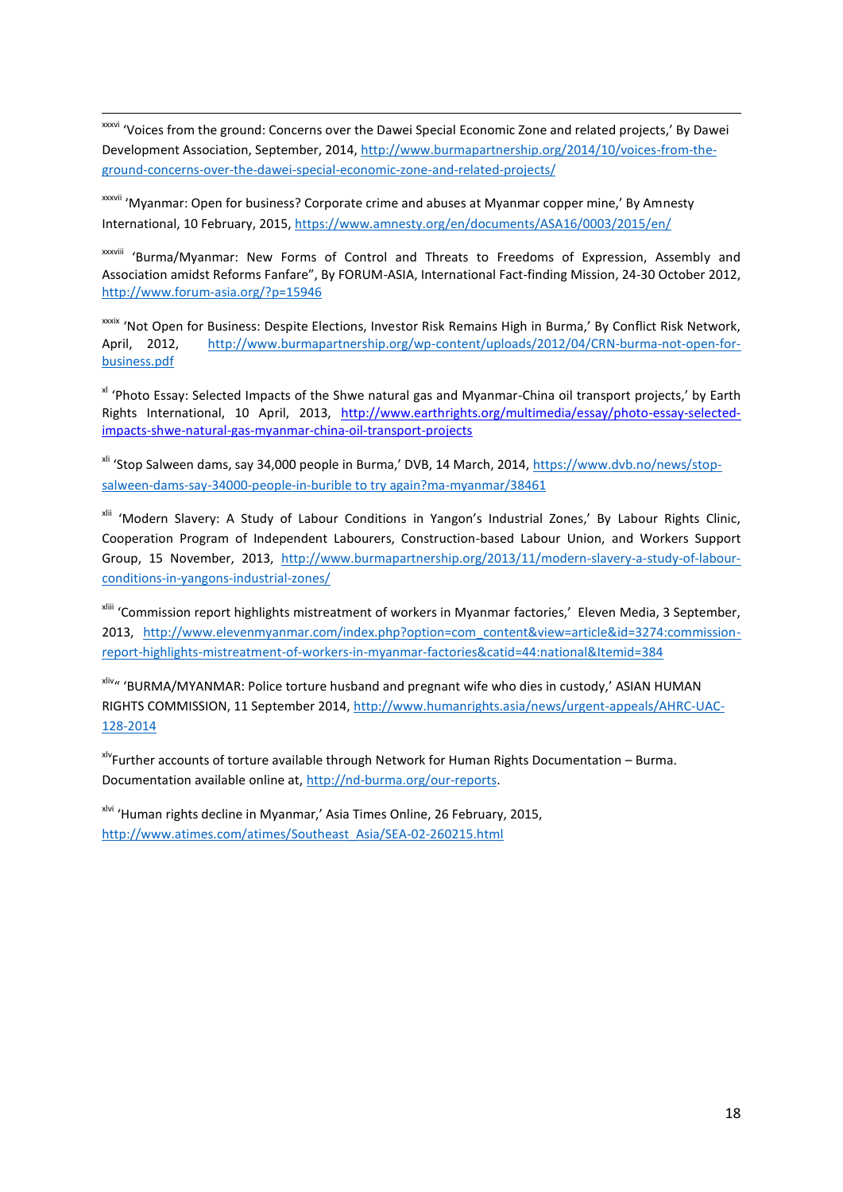[xxxvi] 'Voices from the ground: Concerns over the Dawei Special Economic Zone and related projects,' By Dawei Development Association, September, 2014, http://www.burmapartnership.org/2014/10/voices-from-the-ground-concerns-over-the-dawei-special-economic-zone-and-related-projects/

[xxxvii] 'Myanmar: Open for business? Corporate crime and abuses at Myanmar copper mine,' By Amnesty International, 10 February, 2015, https://www.amnesty.org/en/documents/ASA16/0003/2015/en/

[xxxviii] 'Burma/Myanmar: New Forms of Control and Threats to Freedoms of Expression, Assembly and Association amidst Reforms Fanfare", By FORUM-ASIA, International Fact-finding Mission, 24-30 October 2012, http://www.forum-asia.org/?p=15946

[xxxix] 'Not Open for Business: Despite Elections, Investor Risk Remains High in Burma,' By Conflict Risk Network, April, 2012, http://www.burmapartnership.org/wp-content/uploads/2012/04/CRN-burma-not-open-for-business.pdf

[xl] 'Photo Essay: Selected Impacts of the Shwe natural gas and Myanmar-China oil transport projects,' by Earth Rights International, 10 April, 2013, http://www.earthrights.org/multimedia/essay/photo-essay-selected-impacts-shwe-natural-gas-myanmar-china-oil-transport-projects

[xli] 'Stop Salween dams, say 34,000 people in Burma,' DVB, 14 March, 2014, https://www.dvb.no/news/stop-salween-dams-say-34000-people-in-burible to try again?ma-myanmar/38461

[xlii] 'Modern Slavery: A Study of Labour Conditions in Yangon's Industrial Zones,' By Labour Rights Clinic, Cooperation Program of Independent Labourers, Construction-based Labour Union, and Workers Support Group, 15 November, 2013, http://www.burmapartnership.org/2013/11/modern-slavery-a-study-of-labour-conditions-in-yangons-industrial-zones/

[xliii] 'Commission report highlights mistreatment of workers in Myanmar factories,' Eleven Media, 3 September, 2013, http://www.elevenmyanmar.com/index.php?option=com_content&view=article&id=3274:commission-report-highlights-mistreatment-of-workers-in-myanmar-factories&catid=44:national&Itemid=384

[xliv]" 'BURMA/MYANMAR: Police torture husband and pregnant wife who dies in custody,' ASIAN HUMAN RIGHTS COMMISSION, 11 September 2014, http://www.humanrights.asia/news/urgent-appeals/AHRC-UAC-128-2014

[xlv]Further accounts of torture available through Network for Human Rights Documentation – Burma. Documentation available online at, http://nd-burma.org/our-reports.

[xlvi] 'Human rights decline in Myanmar,' Asia Times Online, 26 February, 2015, http://www.atimes.com/atimes/Southeast_Asia/SEA-02-260215.html